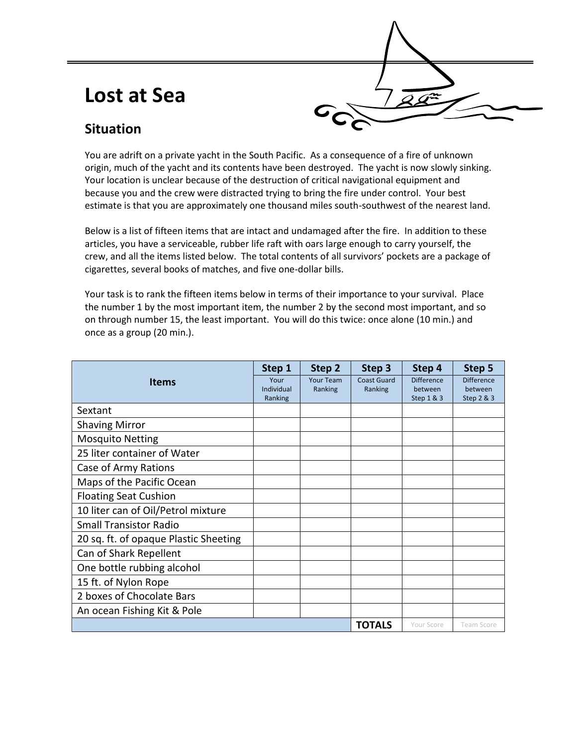# Lost at Sea

## Situation

You are adrift on a private yacht in the South Pacific. As a consequence of a fire of unknown origin, much of the yacht and its contents have been destroyed. The yacht is now slowly sinking. Your location is unclear because of the destruction of critical navigational equipment and because you and the crew were distracted trying to bring the fire under control. Your best estimate is that you are approximately one thousand miles south-southwest of the nearest land.

Below is a list of fifteen items that are intact and undamaged after the fire. In addition to these articles, you have a serviceable, rubber life raft with oars large enough to carry yourself, the crew, and all the items listed below. The total contents of all survivors' pockets are a package of cigarettes, several books of matches, and five one-dollar bills.

Your task is to rank the fifteen items below in terms of their importance to your survival. Place the number 1 by the most important item, the number 2 by the second most important, and so on through number 15, the least important. You will do this twice: once alone (10 min.) and once as a group (20 min.).

| Items | Step 1 Your Individual Ranking | Step 2 Your Team Ranking | Step 3 Coast Guard Ranking | Step 4 Difference between Step 1 & 3 | Step 5 Difference between Step 2 & 3 |
|---|---|---|---|---|---|
| Sextant | | | | | |
| Shaving Mirror | | | | | |
| Mosquito Netting | | | | | |
| 25 liter container of Water | | | | | |
| Case of Army Rations | | | | | |
| Maps of the Pacific Ocean | | | | | |
| Floating Seat Cushion | | | | | |
| 10 liter can of Oil/Petrol mixture | | | | | |
| Small Transistor Radio | | | | | |
| 20 sq. ft. of opaque Plastic Sheeting | | | | | |
| Can of Shark Repellent | | | | | |
| One bottle rubbing alcohol | | | | | |
| 15 ft. of Nylon Rope | | | | | |
| 2 boxes of Chocolate Bars | | | | | |
| An ocean Fishing Kit & Pole | | | | | |
| | | | **TOTALS** | Your Score | Team Score |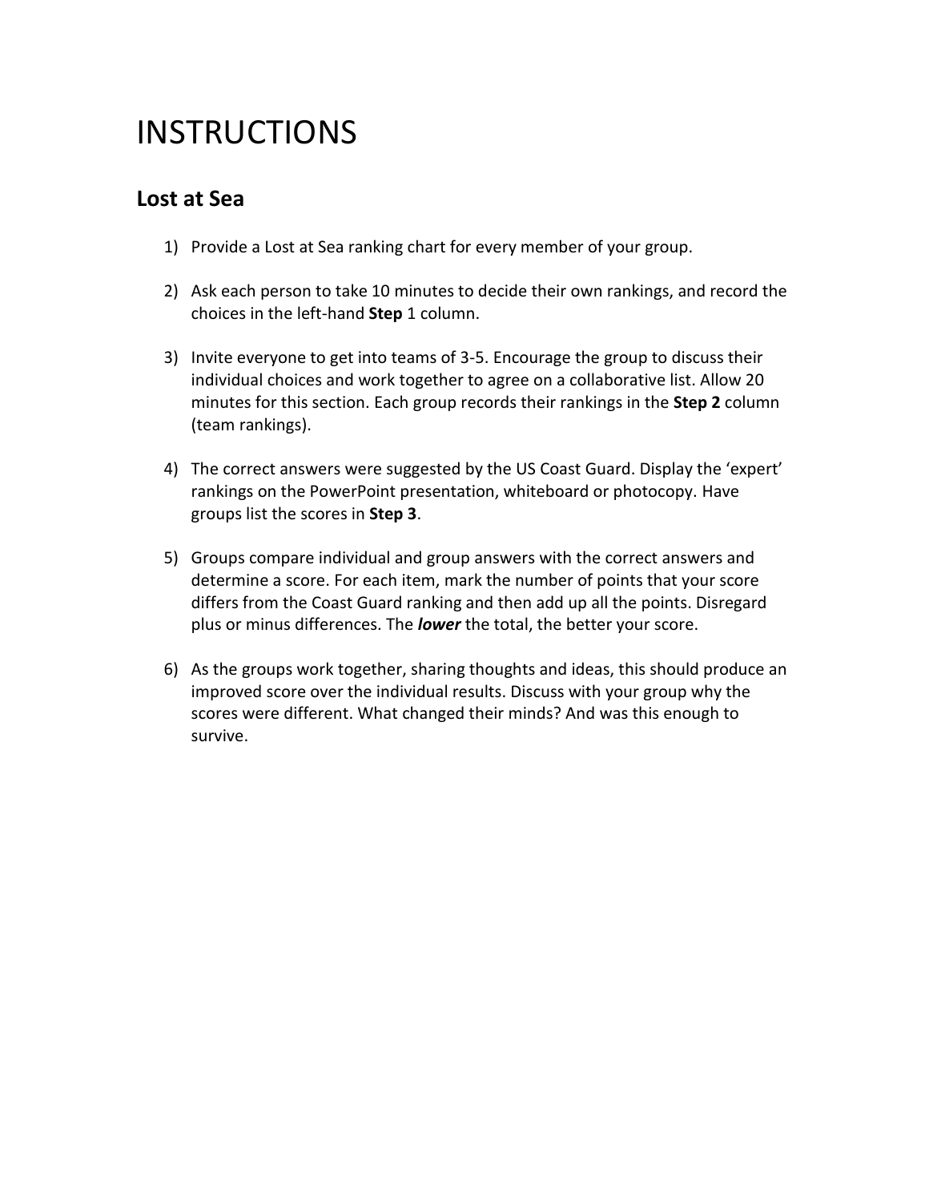# INSTRUCTIONS

## Lost at Sea

1) Provide a Lost at Sea ranking chart for every member of your group.

2) Ask each person to take 10 minutes to decide their own rankings, and record the choices in the left-hand **Step** 1 column.

3) Invite everyone to get into teams of 3-5. Encourage the group to discuss their individual choices and work together to agree on a collaborative list. Allow 20 minutes for this section. Each group records their rankings in the **Step 2** column (team rankings).

4) The correct answers were suggested by the US Coast Guard. Display the 'expert' rankings on the PowerPoint presentation, whiteboard or photocopy. Have groups list the scores in **Step 3**.

5) Groups compare individual and group answers with the correct answers and determine a score. For each item, mark the number of points that your score differs from the Coast Guard ranking and then add up all the points. Disregard plus or minus differences. The ***lower*** the total, the better your score.

6) As the groups work together, sharing thoughts and ideas, this should produce an improved score over the individual results. Discuss with your group why the scores were different. What changed their minds? And was this enough to survive.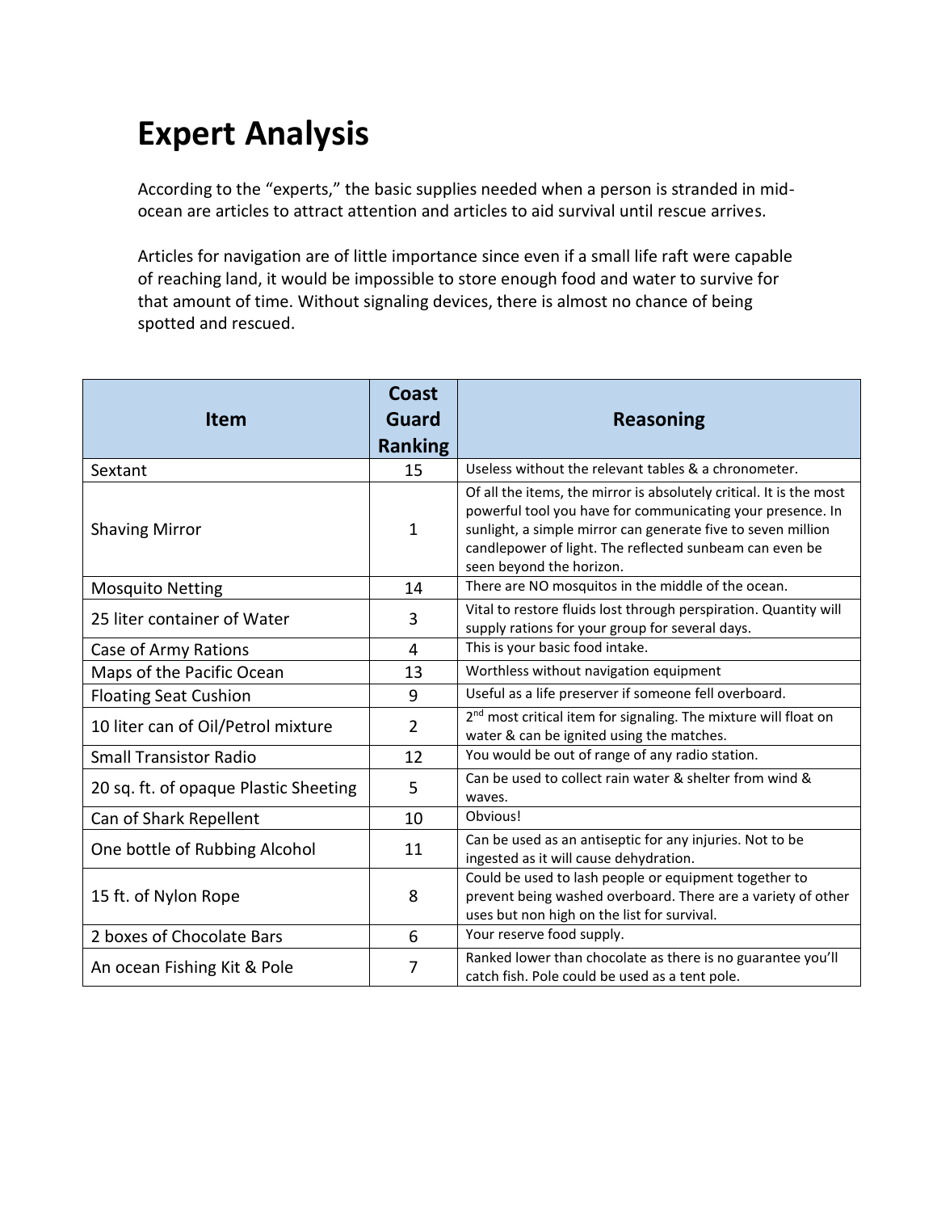# Expert Analysis

According to the "experts," the basic supplies needed when a person is stranded in mid-ocean are articles to attract attention and articles to aid survival until rescue arrives.

Articles for navigation are of little importance since even if a small life raft were capable of reaching land, it would be impossible to store enough food and water to survive for that amount of time. Without signaling devices, there is almost no chance of being spotted and rescued.

| Item | Coast Guard Ranking | Reasoning |
|---|---|---|
| Sextant | 15 | Useless without the relevant tables & a chronometer. |
| Shaving Mirror | 1 | Of all the items, the mirror is absolutely critical. It is the most powerful tool you have for communicating your presence. In sunlight, a simple mirror can generate five to seven million candlepower of light. The reflected sunbeam can even be seen beyond the horizon. |
| Mosquito Netting | 14 | There are NO mosquitos in the middle of the ocean. |
| 25 liter container of Water | 3 | Vital to restore fluids lost through perspiration. Quantity will supply rations for your group for several days. |
| Case of Army Rations | 4 | This is your basic food intake. |
| Maps of the Pacific Ocean | 13 | Worthless without navigation equipment |
| Floating Seat Cushion | 9 | Useful as a life preserver if someone fell overboard. |
| 10 liter can of Oil/Petrol mixture | 2 | 2nd most critical item for signaling. The mixture will float on water & can be ignited using the matches. |
| Small Transistor Radio | 12 | You would be out of range of any radio station. |
| 20 sq. ft. of opaque Plastic Sheeting | 5 | Can be used to collect rain water & shelter from wind & waves. |
| Can of Shark Repellent | 10 | Obvious! |
| One bottle of Rubbing Alcohol | 11 | Can be used as an antiseptic for any injuries. Not to be ingested as it will cause dehydration. |
| 15 ft. of Nylon Rope | 8 | Could be used to lash people or equipment together to prevent being washed overboard. There are a variety of other uses but non high on the list for survival. |
| 2 boxes of Chocolate Bars | 6 | Your reserve food supply. |
| An ocean Fishing Kit & Pole | 7 | Ranked lower than chocolate as there is no guarantee you'll catch fish. Pole could be used as a tent pole. |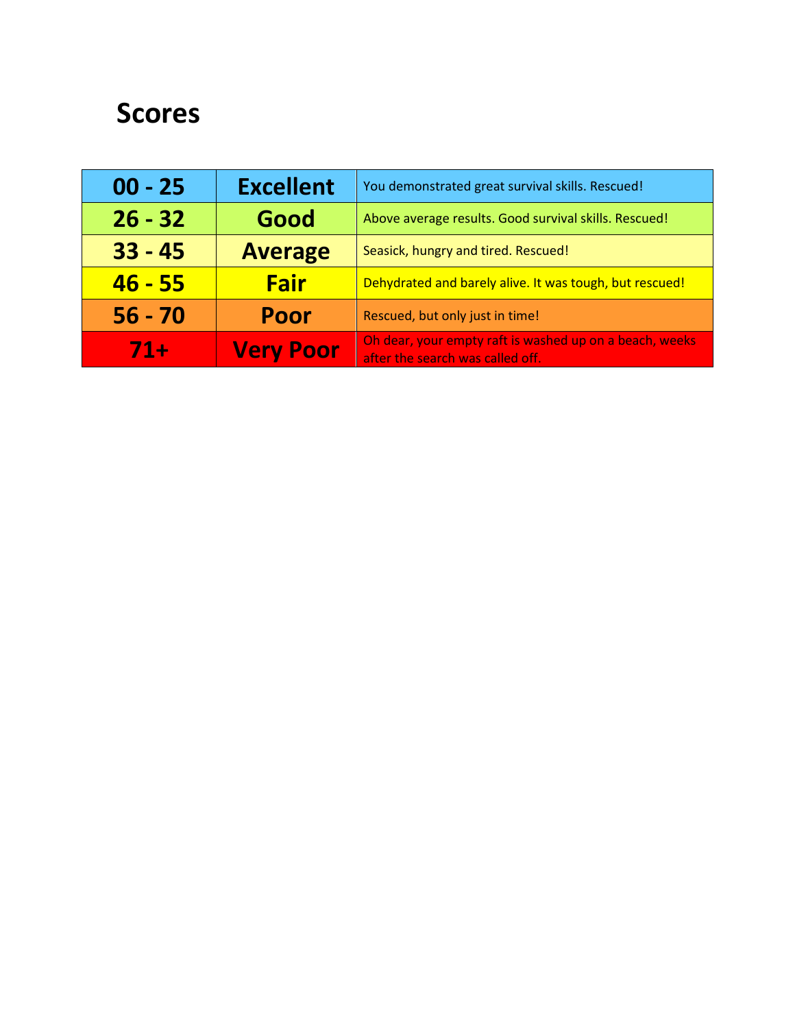# Scores

| | | |
|---|---|---|
| **00 - 25** | **Excellent** | You demonstrated great survival skills. Rescued! |
| **26 - 32** | **Good** | Above average results. Good survival skills. Rescued! |
| **33 - 45** | **Average** | Seasick, hungry and tired. Rescued! |
| **46 - 55** | **Fair** | Dehydrated and barely alive. It was tough, but rescued! |
| **56 - 70** | **Poor** | Rescued, but only just in time! |
| **71+** | **Very Poor** | Oh dear, your empty raft is washed up on a beach, weeks after the search was called off. |